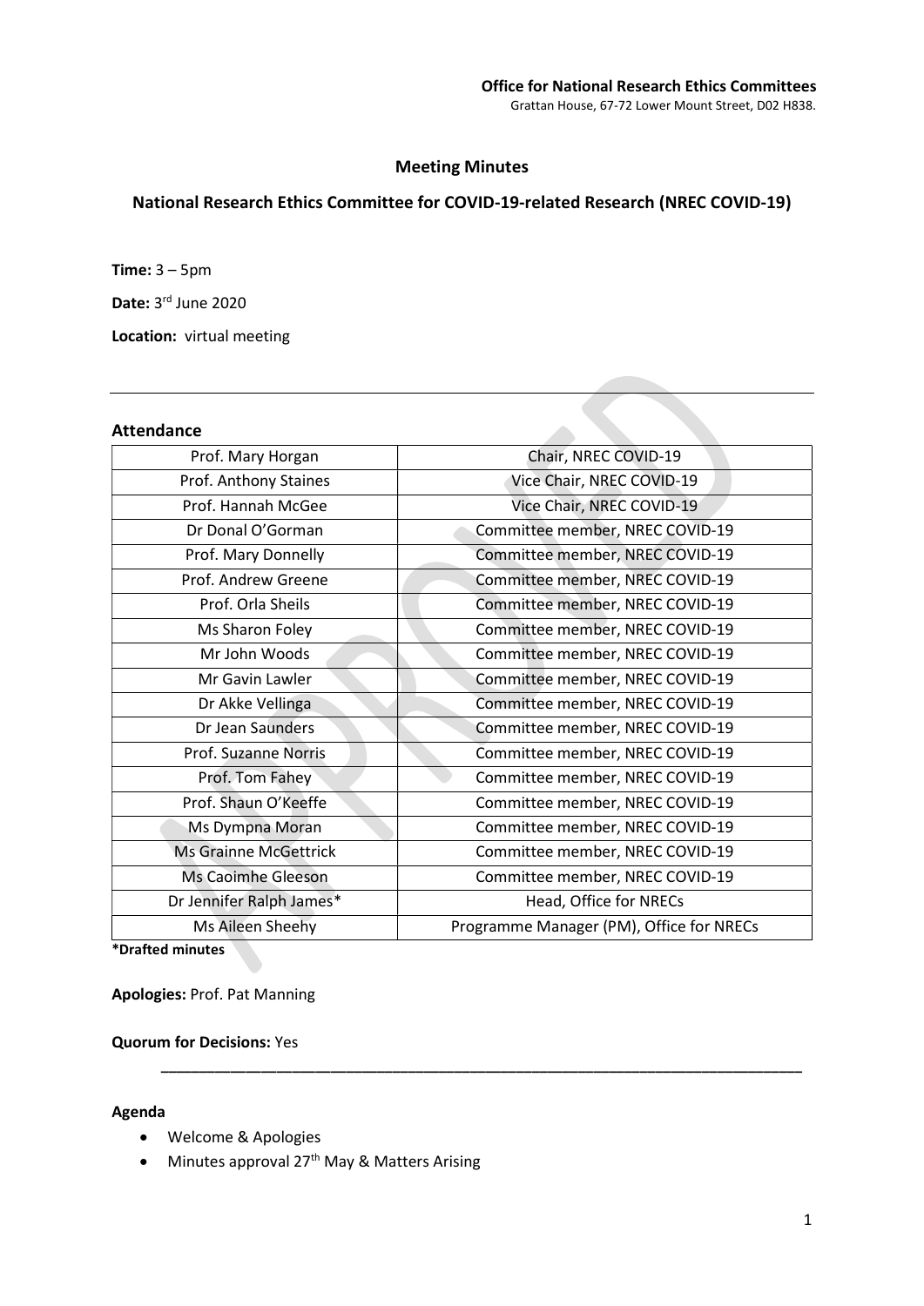**Office for National Research Ethics Committees**

Grattan House, 67-72 Lower Mount Street, D02 H838.

# Meeting Minutes

## National Research Ethics Committee for COVID-19-related Research (NREC COVID-19)

**Time:** 3 – 5pm

**Date:** 3rd June 2020

**Location:** virtual meeting

---

### Attendance

| | |
|---|---|
| Prof. Mary Horgan | Chair, NREC COVID-19 |
| Prof. Anthony Staines | Vice Chair, NREC COVID-19 |
| Prof. Hannah McGee | Vice Chair, NREC COVID-19 |
| Dr Donal O'Gorman | Committee member, NREC COVID-19 |
| Prof. Mary Donnelly | Committee member, NREC COVID-19 |
| Prof. Andrew Greene | Committee member, NREC COVID-19 |
| Prof. Orla Sheils | Committee member, NREC COVID-19 |
| Ms Sharon Foley | Committee member, NREC COVID-19 |
| Mr John Woods | Committee member, NREC COVID-19 |
| Mr Gavin Lawler | Committee member, NREC COVID-19 |
| Dr Akke Vellinga | Committee member, NREC COVID-19 |
| Dr Jean Saunders | Committee member, NREC COVID-19 |
| Prof. Suzanne Norris | Committee member, NREC COVID-19 |
| Prof. Tom Fahey | Committee member, NREC COVID-19 |
| Prof. Shaun O'Keeffe | Committee member, NREC COVID-19 |
| Ms Dympna Moran | Committee member, NREC COVID-19 |
| Ms Grainne McGettrick | Committee member, NREC COVID-19 |
| Ms Caoimhe Gleeson | Committee member, NREC COVID-19 |
| Dr Jennifer Ralph James* | Head, Office for NRECs |
| Ms Aileen Sheehy | Programme Manager (PM), Office for NRECs |

***Drafted minutes**

**Apologies:** Prof. Pat Manning

**Quorum for Decisions:** Yes

---

### Agenda

- Welcome & Apologies
- Minutes approval 27th May & Matters Arising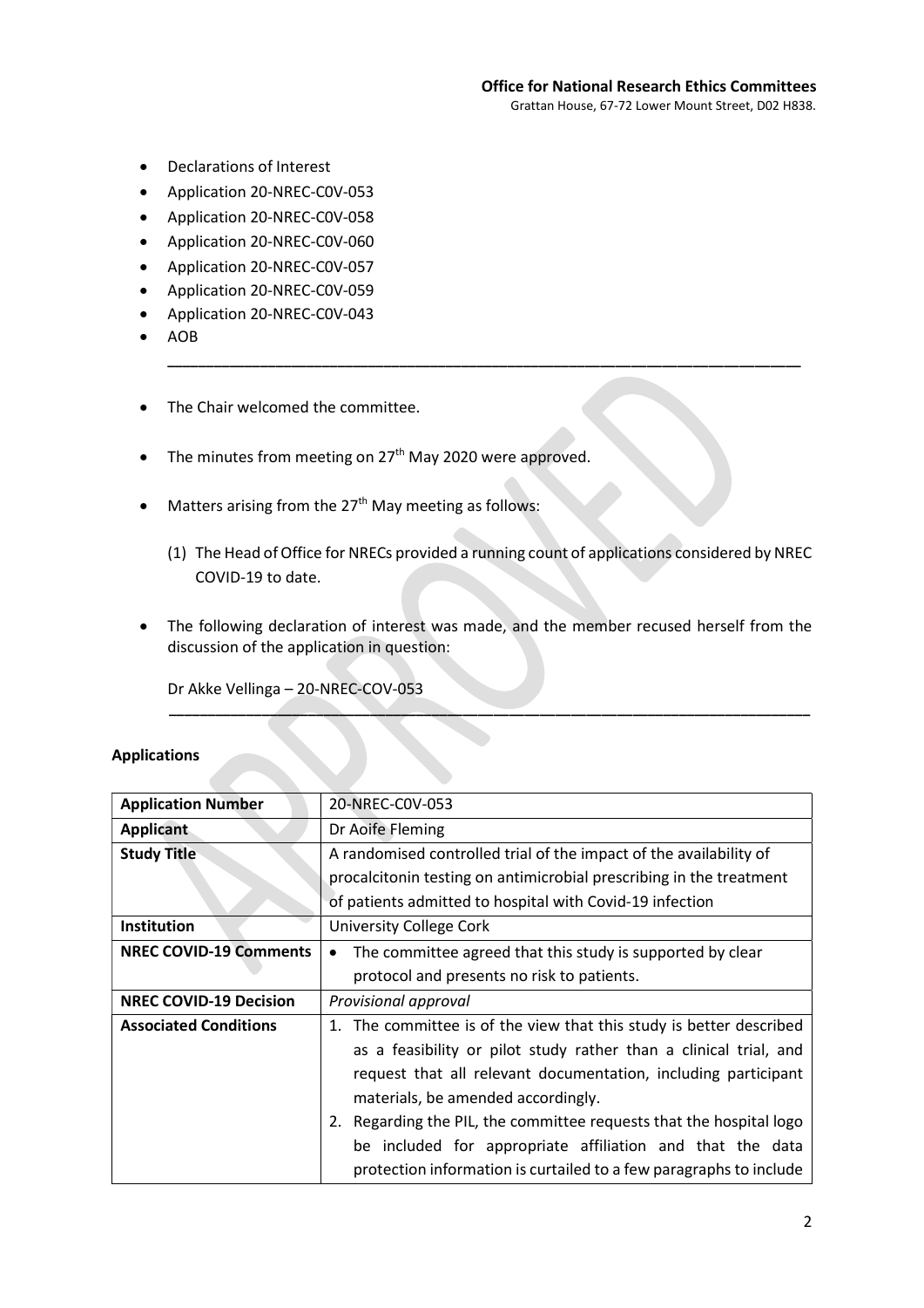- Declarations of Interest
- Application 20-NREC-C0V-053
- Application 20-NREC-C0V-058
- Application 20-NREC-C0V-060
- Application 20-NREC-C0V-057
- Application 20-NREC-C0V-059
- Application 20-NREC-C0V-043
- AOB

---

- The Chair welcomed the committee.
- The minutes from meeting on 27th May 2020 were approved.
- Matters arising from the 27th May meeting as follows:

  (1) The Head of Office for NRECs provided a running count of applications considered by NREC COVID-19 to date.

- The following declaration of interest was made, and the member recused herself from the discussion of the application in question:

  Dr Akke Vellinga – 20-NREC-COV-053

---

**Applications**

| **Application Number** | 20-NREC-C0V-053 |
|---|---|
| **Applicant** | Dr Aoife Fleming |
| **Study Title** | A randomised controlled trial of the impact of the availability of procalcitonin testing on antimicrobial prescribing in the treatment of patients admitted to hospital with Covid-19 infection |
| **Institution** | University College Cork |
| **NREC COVID-19 Comments** | • The committee agreed that this study is supported by clear protocol and presents no risk to patients. |
| **NREC COVID-19 Decision** | *Provisional approval* |
| **Associated Conditions** | 1. The committee is of the view that this study is better described as a feasibility or pilot study rather than a clinical trial, and request that all relevant documentation, including participant materials, be amended accordingly.<br>2. Regarding the PIL, the committee requests that the hospital logo be included for appropriate affiliation and that the data protection information is curtailed to a few paragraphs to include |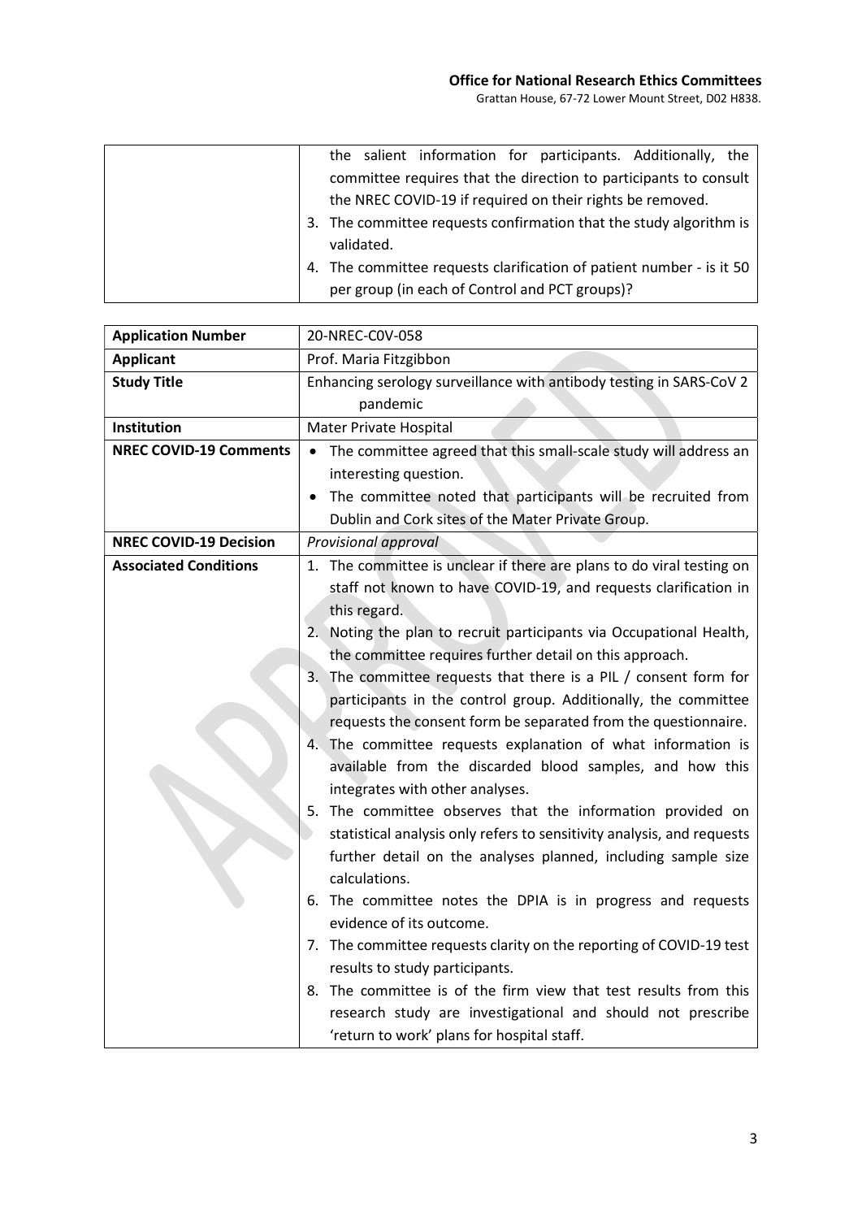| | |
|---|---|
| | the salient information for participants. Additionally, the committee requires that the direction to participants to consult the NREC COVID-19 if required on their rights be removed.<br>3. The committee requests confirmation that the study algorithm is validated.<br>4. The committee requests clarification of patient number - is it 50 per group (in each of Control and PCT groups)? |

| | |
|---|---|
| **Application Number** | 20-NREC-COV-058 |
| **Applicant** | Prof. Maria Fitzgibbon |
| **Study Title** | Enhancing serology surveillance with antibody testing in SARS-CoV 2 pandemic |
| **Institution** | Mater Private Hospital |
| **NREC COVID-19 Comments** | • The committee agreed that this small-scale study will address an interesting question.<br>• The committee noted that participants will be recruited from Dublin and Cork sites of the Mater Private Group. |
| **NREC COVID-19 Decision** | *Provisional approval* |
| **Associated Conditions** | 1. The committee is unclear if there are plans to do viral testing on staff not known to have COVID-19, and requests clarification in this regard.<br>2. Noting the plan to recruit participants via Occupational Health, the committee requires further detail on this approach.<br>3. The committee requests that there is a PIL / consent form for participants in the control group. Additionally, the committee requests the consent form be separated from the questionnaire.<br>4. The committee requests explanation of what information is available from the discarded blood samples, and how this integrates with other analyses.<br>5. The committee observes that the information provided on statistical analysis only refers to sensitivity analysis, and requests further detail on the analyses planned, including sample size calculations.<br>6. The committee notes the DPIA is in progress and requests evidence of its outcome.<br>7. The committee requests clarity on the reporting of COVID-19 test results to study participants.<br>8. The committee is of the firm view that test results from this research study are investigational and should not prescribe 'return to work' plans for hospital staff. |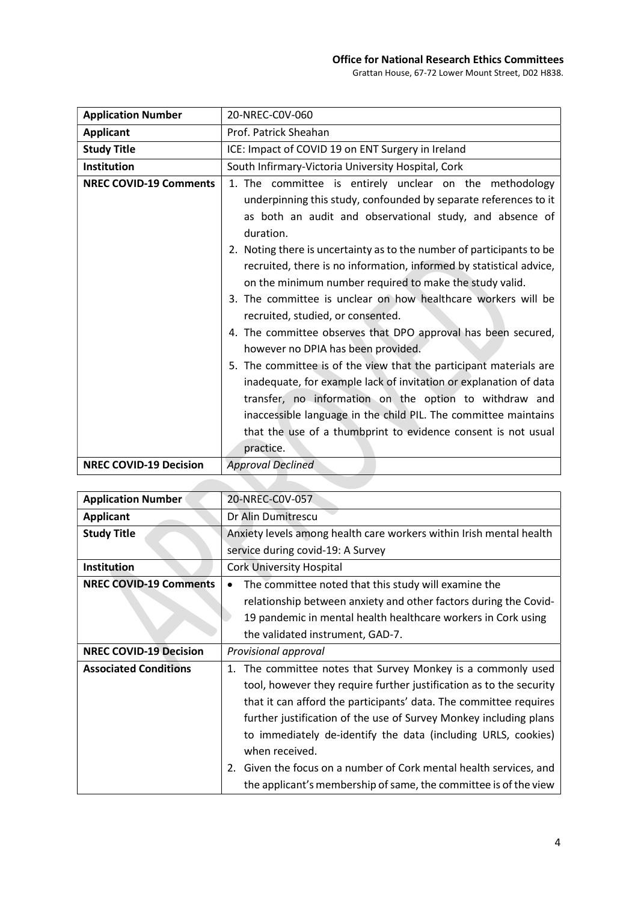| Application Number | 20-NREC-C0V-060 |
|---|---|
| Applicant | Prof. Patrick Sheahan |
| Study Title | ICE: Impact of COVID 19 on ENT Surgery in Ireland |
| Institution | South Infirmary-Victoria University Hospital, Cork |
| NREC COVID-19 Comments | 1. The committee is entirely unclear on the methodology underpinning this study, confounded by separate references to it as both an audit and observational study, and absence of duration.<br>2. Noting there is uncertainty as to the number of participants to be recruited, there is no information, informed by statistical advice, on the minimum number required to make the study valid.<br>3. The committee is unclear on how healthcare workers will be recruited, studied, or consented.<br>4. The committee observes that DPO approval has been secured, however no DPIA has been provided.<br>5. The committee is of the view that the participant materials are inadequate, for example lack of invitation or explanation of data transfer, no information on the option to withdraw and inaccessible language in the child PIL. The committee maintains that the use of a thumbprint to evidence consent is not usual practice. |
| NREC COVID-19 Decision | *Approval Declined* |

| Application Number | 20-NREC-C0V-057 |
|---|---|
| Applicant | Dr Alin Dumitrescu |
| Study Title | Anxiety levels among health care workers within Irish mental health service during covid-19: A Survey |
| Institution | Cork University Hospital |
| NREC COVID-19 Comments | • The committee noted that this study will examine the relationship between anxiety and other factors during the Covid-19 pandemic in mental health healthcare workers in Cork using the validated instrument, GAD-7. |
| NREC COVID-19 Decision | *Provisional approval* |
| Associated Conditions | 1. The committee notes that Survey Monkey is a commonly used tool, however they require further justification as to the security that it can afford the participants' data. The committee requires further justification of the use of Survey Monkey including plans to immediately de-identify the data (including URLS, cookies) when received.<br>2. Given the focus on a number of Cork mental health services, and the applicant's membership of same, the committee is of the view |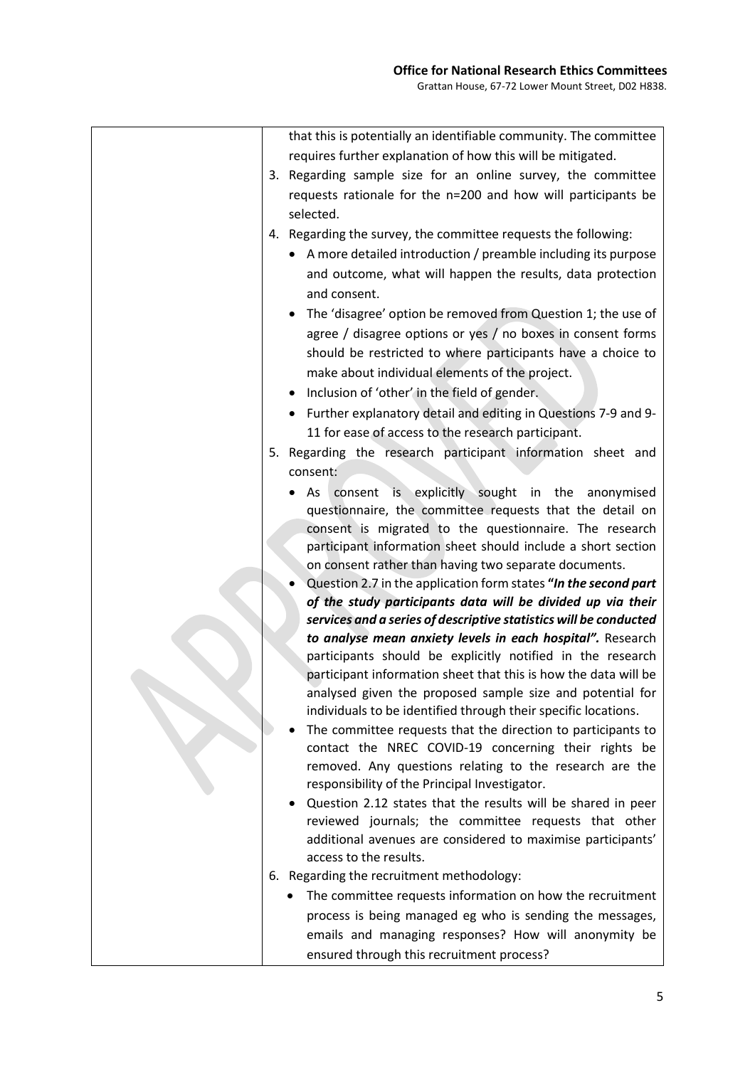| | that this is potentially an identifiable community. The committee requires further explanation of how this will be mitigated.<br>3. Regarding sample size for an online survey, the committee requests rationale for the n=200 and how will participants be selected.<br>4. Regarding the survey, the committee requests the following:<br>• A more detailed introduction / preamble including its purpose and outcome, what will happen the results, data protection and consent.<br>• The 'disagree' option be removed from Question 1; the use of agree / disagree options or yes / no boxes in consent forms should be restricted to where participants have a choice to make about individual elements of the project.<br>• Inclusion of 'other' in the field of gender.<br>• Further explanatory detail and editing in Questions 7-9 and 9-11 for ease of access to the research participant.<br>5. Regarding the research participant information sheet and consent:<br>• As consent is explicitly sought in the anonymised questionnaire, the committee requests that the detail on consent is migrated to the questionnaire. The research participant information sheet should include a short section on consent rather than having two separate documents.<br>• Question 2.7 in the application form states ***"In the second part of the study participants data will be divided up via their services and a series of descriptive statistics will be conducted to analyse mean anxiety levels in each hospital".*** Research participants should be explicitly notified in the research participant information sheet that this is how the data will be analysed given the proposed sample size and potential for individuals to be identified through their specific locations.<br>• The committee requests that the direction to participants to contact the NREC COVID-19 concerning their rights be removed. Any questions relating to the research are the responsibility of the Principal Investigator.<br>• Question 2.12 states that the results will be shared in peer reviewed journals; the committee requests that other additional avenues are considered to maximise participants' access to the results.<br>6. Regarding the recruitment methodology:<br>• The committee requests information on how the recruitment process is being managed eg who is sending the messages, emails and managing responses? How will anonymity be ensured through this recruitment process? |
|---|---|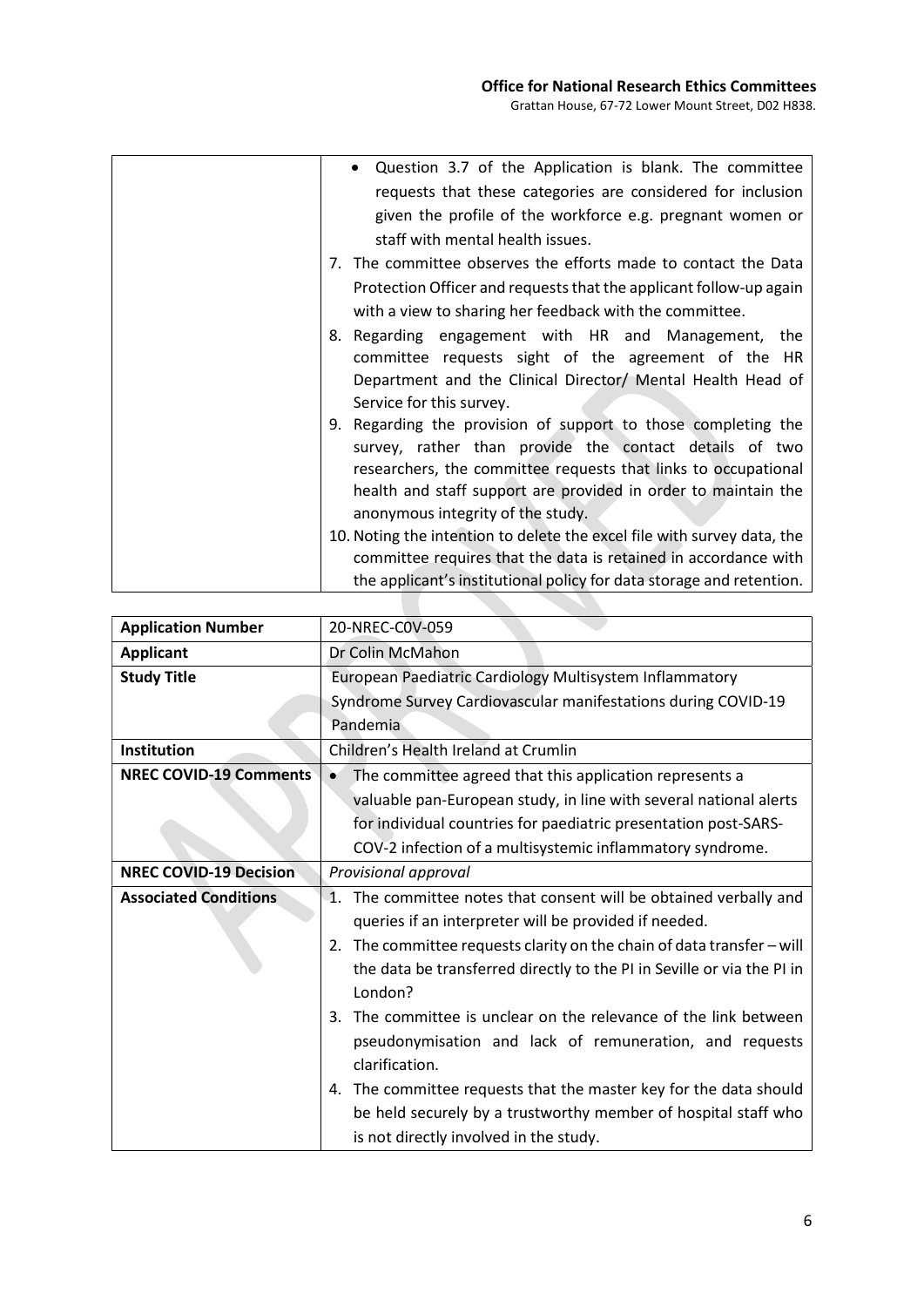| | • Question 3.7 of the Application is blank. The committee requests that these categories are considered for inclusion given the profile of the workforce e.g. pregnant women or staff with mental health issues.<br>7. The committee observes the efforts made to contact the Data Protection Officer and requests that the applicant follow-up again with a view to sharing her feedback with the committee.<br>8. Regarding engagement with HR and Management, the committee requests sight of the agreement of the HR Department and the Clinical Director/ Mental Health Head of Service for this survey.<br>9. Regarding the provision of support to those completing the survey, rather than provide the contact details of two researchers, the committee requests that links to occupational health and staff support are provided in order to maintain the anonymous integrity of the study.<br>10. Noting the intention to delete the excel file with survey data, the committee requires that the data is retained in accordance with the applicant's institutional policy for data storage and retention. |
|---|---|

| **Application Number** | 20-NREC-C0V-059 |
|---|---|
| **Applicant** | Dr Colin McMahon |
| **Study Title** | European Paediatric Cardiology Multisystem Inflammatory Syndrome Survey Cardiovascular manifestations during COVID-19 Pandemia |
| **Institution** | Children's Health Ireland at Crumlin |
| **NREC COVID-19 Comments** | • The committee agreed that this application represents a valuable pan-European study, in line with several national alerts for individual countries for paediatric presentation post-SARS-COV-2 infection of a multisystemic inflammatory syndrome. |
| **NREC COVID-19 Decision** | *Provisional approval* |
| **Associated Conditions** | 1. The committee notes that consent will be obtained verbally and queries if an interpreter will be provided if needed.<br>2. The committee requests clarity on the chain of data transfer – will the data be transferred directly to the PI in Seville or via the PI in London?<br>3. The committee is unclear on the relevance of the link between pseudonymisation and lack of remuneration, and requests clarification.<br>4. The committee requests that the master key for the data should be held securely by a trustworthy member of hospital staff who is not directly involved in the study. |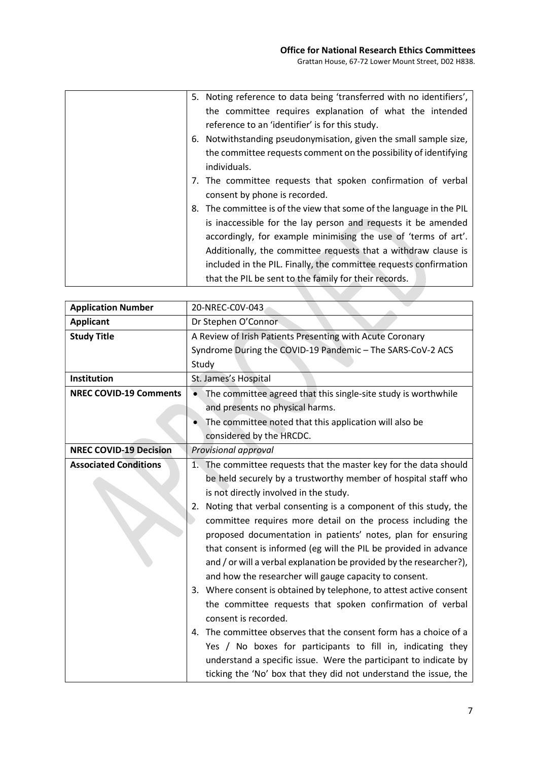| | |
|---|---|
| | 5. Noting reference to data being 'transferred with no identifiers', the committee requires explanation of what the intended reference to an 'identifier' is for this study.<br>6. Notwithstanding pseudonymisation, given the small sample size, the committee requests comment on the possibility of identifying individuals.<br>7. The committee requests that spoken confirmation of verbal consent by phone is recorded.<br>8. The committee is of the view that some of the language in the PIL is inaccessible for the lay person and requests it be amended accordingly, for example minimising the use of 'terms of art'. Additionally, the committee requests that a withdraw clause is included in the PIL. Finally, the committee requests confirmation that the PIL be sent to the family for their records. |

| **Application Number** | 20-NREC-C0V-043 |
|---|---|
| **Applicant** | Dr Stephen O'Connor |
| **Study Title** | A Review of Irish Patients Presenting with Acute Coronary Syndrome During the COVID-19 Pandemic – The SARS-CoV-2 ACS Study |
| **Institution** | St. James's Hospital |
| **NREC COVID-19 Comments** | • The committee agreed that this single-site study is worthwhile and presents no physical harms.<br>• The committee noted that this application will also be considered by the HRCDC. |
| **NREC COVID-19 Decision** | *Provisional approval* |
| **Associated Conditions** | 1. The committee requests that the master key for the data should be held securely by a trustworthy member of hospital staff who is not directly involved in the study.<br>2. Noting that verbal consenting is a component of this study, the committee requires more detail on the process including the proposed documentation in patients' notes, plan for ensuring that consent is informed (eg will the PIL be provided in advance and / or will a verbal explanation be provided by the researcher?), and how the researcher will gauge capacity to consent.<br>3. Where consent is obtained by telephone, to attest active consent the committee requests that spoken confirmation of verbal consent is recorded.<br>4. The committee observes that the consent form has a choice of a Yes / No boxes for participants to fill in, indicating they understand a specific issue. Were the participant to indicate by ticking the 'No' box that they did not understand the issue, the |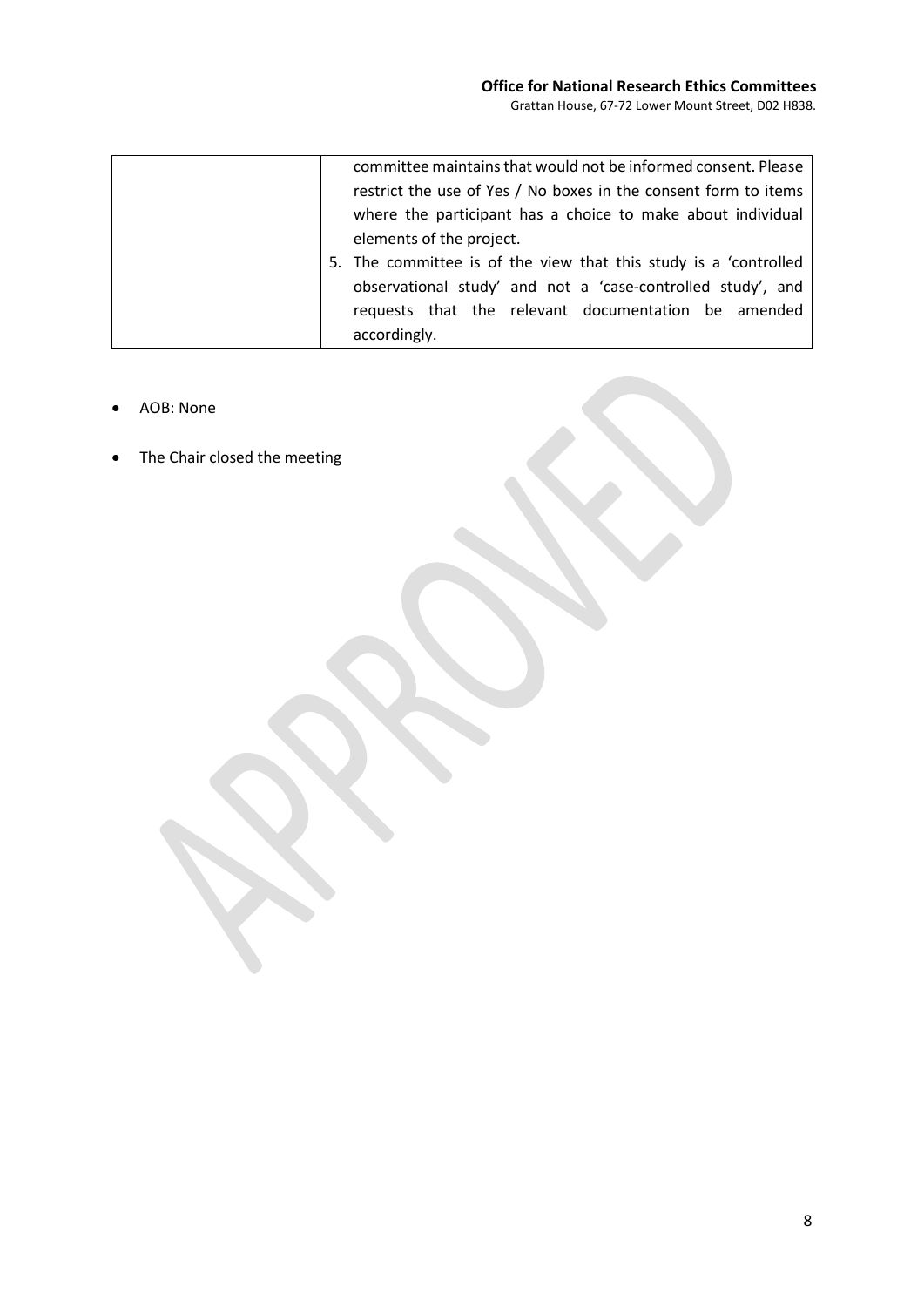| | |
|---|---|
| | committee maintains that would not be informed consent. Please restrict the use of Yes / No boxes in the consent form to items where the participant has a choice to make about individual elements of the project.<br>5. The committee is of the view that this study is a 'controlled observational study' and not a 'case-controlled study', and requests that the relevant documentation be amended accordingly. |

- AOB: None
- The Chair closed the meeting